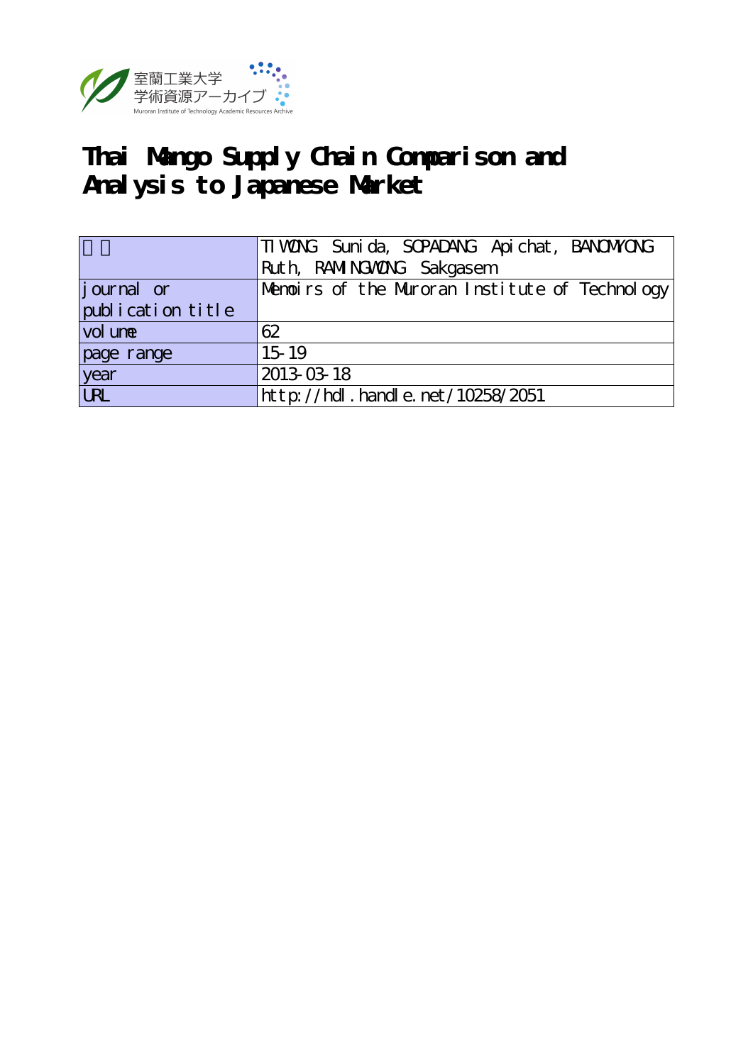室蘭工業大学
学術資源アーカイブ
Muroran Institute of Technology Academic Resources Archive

# Thai Mango Supply Chain Comparison and Analysis to Japanese Market

| | |
|---|---|
| 著者 | TIWONG Sunida, SOPADANG Apichat, BANOMYONG Ruth, RAMINGWONG Sakgasem |
| journal or publication title | Memoirs of the Muroran Institute of Technology |
| volume | 62 |
| page range | 15-19 |
| year | 2013-03-18 |
| URL | http://hdl.handle.net/10258/2051 |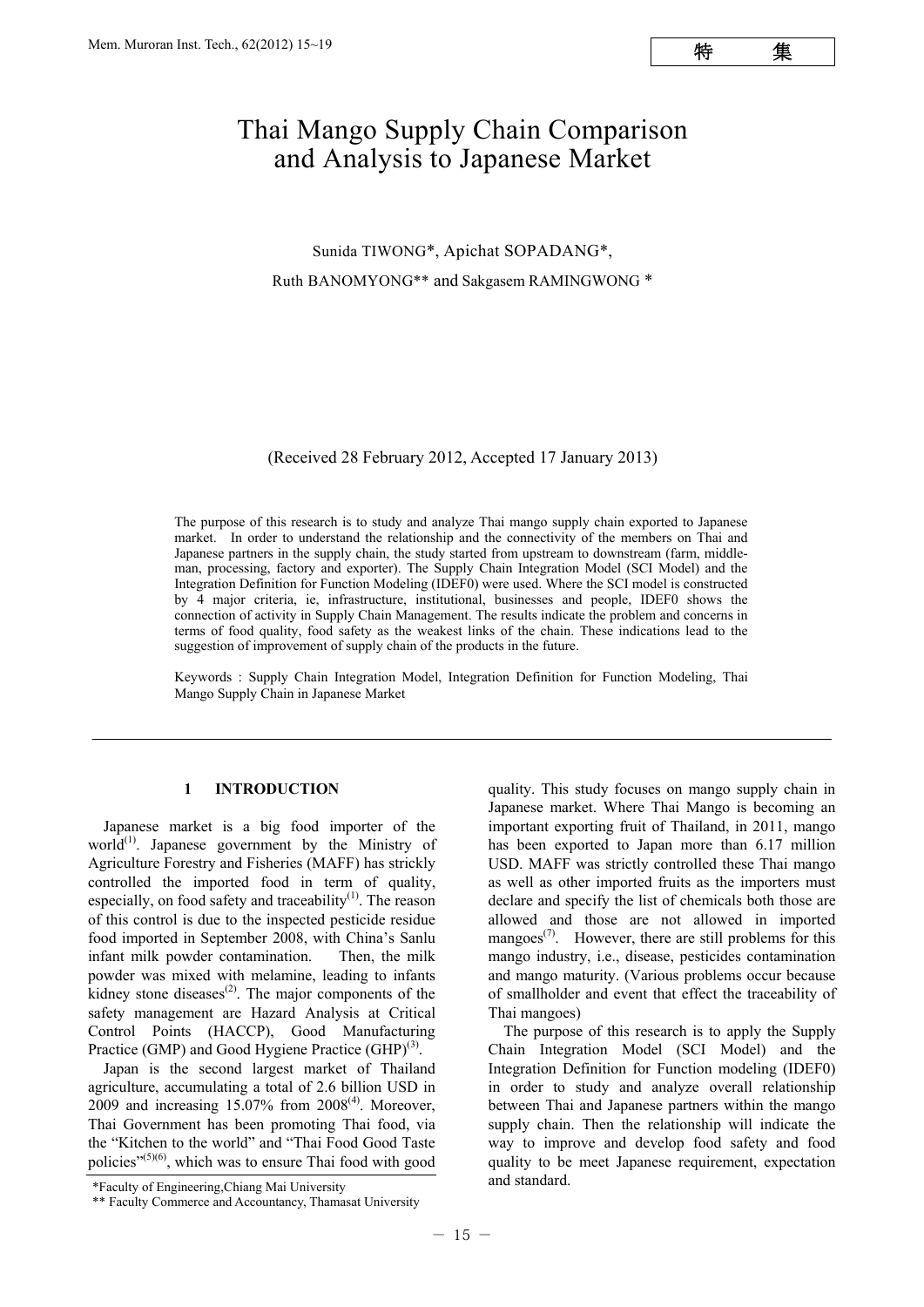# Thai Mango Supply Chain Comparison and Analysis to Japanese Market

Sunida TIWONG*, Apichat SOPADANG*,

Ruth BANOMYONG** and Sakgasem RAMINGWONG *

(Received 28 February 2012, Accepted 17 January 2013)

The purpose of this research is to study and analyze Thai mango supply chain exported to Japanese market. In order to understand the relationship and the connectivity of the members on Thai and Japanese partners in the supply chain, the study started from upstream to downstream (farm, middle-man, processing, factory and exporter). The Supply Chain Integration Model (SCI Model) and the Integration Definition for Function Modeling (IDEF0) were used. Where the SCI model is constructed by 4 major criteria, ie, infrastructure, institutional, businesses and people, IDEF0 shows the connection of activity in Supply Chain Management. The results indicate the problem and concerns in terms of food quality, food safety as the weakest links of the chain. These indications lead to the suggestion of improvement of supply chain of the products in the future.

Keywords : Supply Chain Integration Model, Integration Definition for Function Modeling, Thai Mango Supply Chain in Japanese Market

---

## 1 INTRODUCTION

Japanese market is a big food importer of the world[1]. Japanese government by the Ministry of Agriculture Forestry and Fisheries (MAFF) has strickly controlled the imported food in term of quality, especially, on food safety and traceability[1]. The reason of this control is due to the inspected pesticide residue food imported in September 2008, with China's Sanlu infant milk powder contamination. Then, the milk powder was mixed with melamine, leading to infants kidney stone diseases[2]. The major components of the safety management are Hazard Analysis at Critical Control Points (HACCP), Good Manufacturing Practice (GMP) and Good Hygiene Practice (GHP)[3].

Japan is the second largest market of Thailand agriculture, accumulating a total of 2.6 billion USD in 2009 and increasing 15.07% from 2008[4]. Moreover, Thai Government has been promoting Thai food, via the "Kitchen to the world" and "Thai Food Good Taste policies"[5][6], which was to ensure Thai food with good quality. This study focuses on mango supply chain in Japanese market. Where Thai Mango is becoming an important exporting fruit of Thailand, in 2011, mango has been exported to Japan more than 6.17 million USD. MAFF was strictly controlled these Thai mango as well as other imported fruits as the importers must declare and specify the list of chemicals both those are allowed and those are not allowed in imported mangoes[7]. However, there are still problems for this mango industry, i.e., disease, pesticides contamination and mango maturity. (Various problems occur because of smallholder and event that effect the traceability of Thai mangoes)

The purpose of this research is to apply the Supply Chain Integration Model (SCI Model) and the Integration Definition for Function modeling (IDEF0) in order to study and analyze overall relationship between Thai and Japanese partners within the mango supply chain. Then the relationship will indicate the way to improve and develop food safety and food quality to be meet Japanese requirement, expectation and standard.

*Faculty of Engineering,Chiang Mai University

** Faculty Commerce and Accountancy, Thamasat University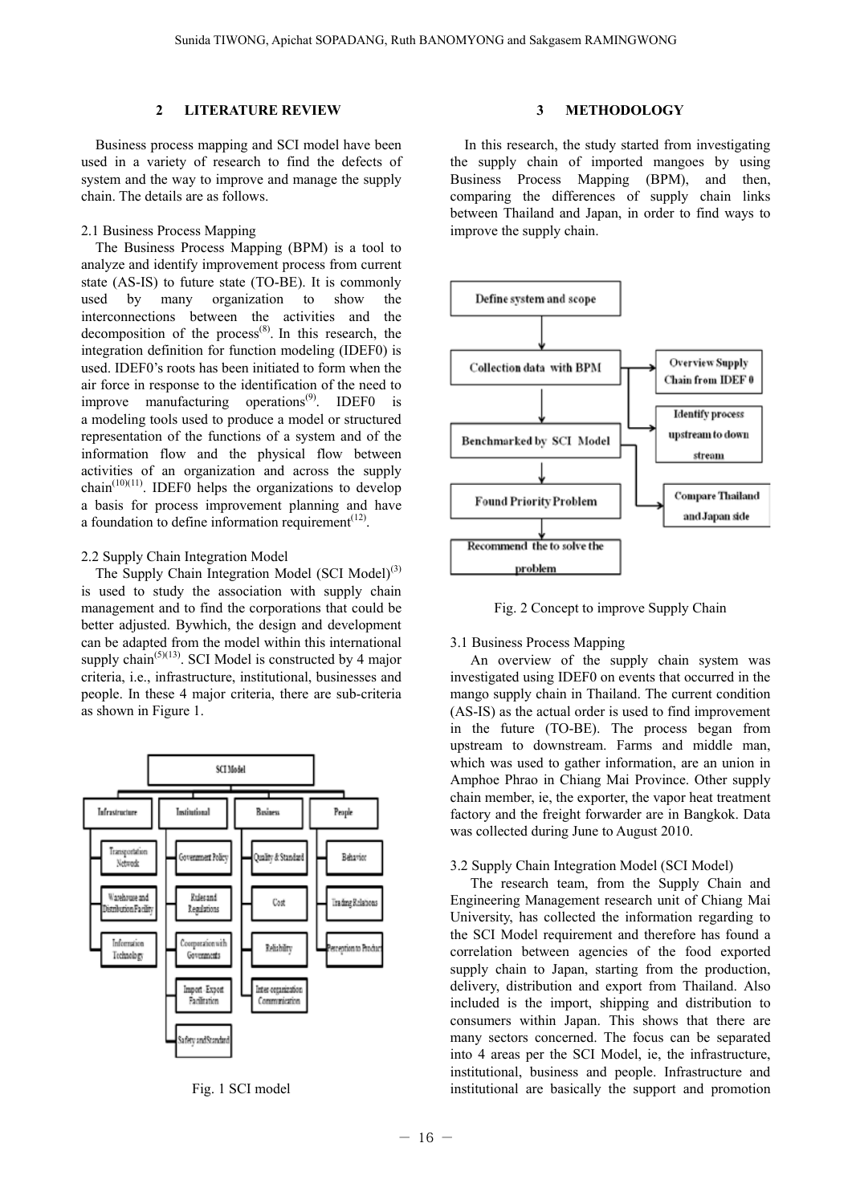## 2 LITERATURE REVIEW

Business process mapping and SCI model have been used in a variety of research to find the defects of system and the way to improve and manage the supply chain. The details are as follows.

### 2.1 Business Process Mapping

The Business Process Mapping (BPM) is a tool to analyze and identify improvement process from current state (AS-IS) to future state (TO-BE). It is commonly used by many organization to show the interconnections between the activities and the decomposition of the process[8]. In this research, the integration definition for function modeling (IDEF0) is used. IDEF0's roots has been initiated to form when the air force in response to the identification of the need to improve manufacturing operations[9]. IDEF0 is a modeling tools used to produce a model or structured representation of the functions of a system and of the information flow and the physical flow between activities of an organization and across the supply chain[10][11]. IDEF0 helps the organizations to develop a basis for process improvement planning and have a foundation to define information requirement[12].

### 2.2 Supply Chain Integration Model

The Supply Chain Integration Model (SCI Model)[3] is used to study the association with supply chain management and to find the corporations that could be better adjusted. Bywhich, the design and development can be adapted from the model within this international supply chain[5][13]. SCI Model is constructed by 4 major criteria, i.e., infrastructure, institutional, businesses and people. In these 4 major criteria, there are sub-criteria as shown in Figure 1.

SCI Model

Infrastructure
Transportation Network
Warehouse and Distribution Facility
Information Technology

Institutional
Government Policy
Rules and Regulations
Cooperation with Governments
Import Export Facilitation
Safety and Standard

Business
Quality & Standard
Cost
Reliability
Inter organization Communication

People
Behavior
Trading Relations
Perception to Product

Fig. 1 SCI model

## 3 METHODOLOGY

In this research, the study started from investigating the supply chain of imported mangoes by using Business Process Mapping (BPM), and then, comparing the differences of supply chain links between Thailand and Japan, in order to find ways to improve the supply chain.

Define system and scope

Collection data with BPM

Overview Supply Chain from IDEF 0

Identify process upstream to down stream

Benchmarked by SCI Model

Compare Thailand and Japan side

Found Priority Problem

Recommend the to solve the problem

Fig. 2 Concept to improve Supply Chain

### 3.1 Business Process Mapping

An overview of the supply chain system was investigated using IDEF0 on events that occurred in the mango supply chain in Thailand. The current condition (AS-IS) as the actual order is used to find improvement in the future (TO-BE). The process began from upstream to downstream. Farms and middle man, which was used to gather information, are an union in Amphoe Phrao in Chiang Mai Province. Other supply chain member, ie, the exporter, the vapor heat treatment factory and the freight forwarder are in Bangkok. Data was collected during June to August 2010.

### 3.2 Supply Chain Integration Model (SCI Model)

The research team, from the Supply Chain and Engineering Management research unit of Chiang Mai University, has collected the information regarding to the SCI Model requirement and therefore has found a correlation between agencies of the food exported supply chain to Japan, starting from the production, delivery, distribution and export from Thailand. Also included is the import, shipping and distribution to consumers within Japan. This shows that there are many sectors concerned. The focus can be separated into 4 areas per the SCI Model, ie, the infrastructure, institutional, business and people. Infrastructure and institutional are basically the support and promotion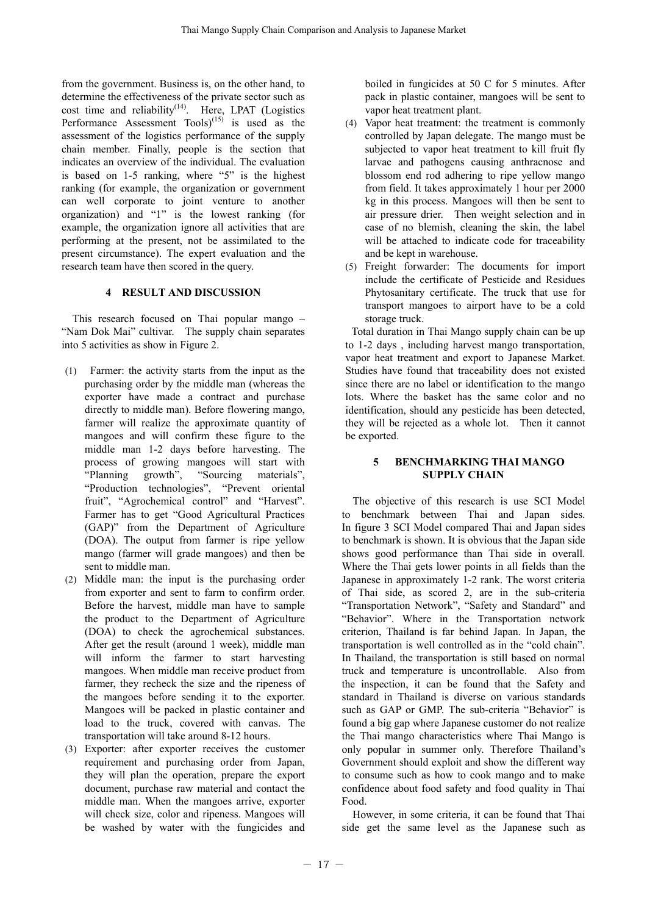from the government. Business is, on the other hand, to determine the effectiveness of the private sector such as cost time and reliability[14]. Here, LPAT (Logistics Performance Assessment Tools)[15] is used as the assessment of the logistics performance of the supply chain member. Finally, people is the section that indicates an overview of the individual. The evaluation is based on 1-5 ranking, where "5" is the highest ranking (for example, the organization or government can well corporate to joint venture to another organization) and "1" is the lowest ranking (for example, the organization ignore all activities that are performing at the present, not be assimilated to the present circumstance). The expert evaluation and the research team have then scored in the query.

## 4 RESULT AND DISCUSSION

This research focused on Thai popular mango – "Nam Dok Mai" cultivar. The supply chain separates into 5 activities as show in Figure 2.

(1) Farmer: the activity starts from the input as the purchasing order by the middle man (whereas the exporter have made a contract and purchase directly to middle man). Before flowering mango, farmer will realize the approximate quantity of mangoes and will confirm these figure to the middle man 1-2 days before harvesting. The process of growing mangoes will start with "Planning growth", "Sourcing materials", "Production technologies", "Prevent oriental fruit", "Agrochemical control" and "Harvest". Farmer has to get "Good Agricultural Practices (GAP)" from the Department of Agriculture (DOA). The output from farmer is ripe yellow mango (farmer will grade mangoes) and then be sent to middle man.

(2) Middle man: the input is the purchasing order from exporter and sent to farm to confirm order. Before the harvest, middle man have to sample the product to the Department of Agriculture (DOA) to check the agrochemical substances. After get the result (around 1 week), middle man will inform the farmer to start harvesting mangoes. When middle man receive product from farmer, they recheck the size and the ripeness of the mangoes before sending it to the exporter. Mangoes will be packed in plastic container and load to the truck, covered with canvas. The transportation will take around 8-12 hours.

(3) Exporter: after exporter receives the customer requirement and purchasing order from Japan, they will plan the operation, prepare the export document, purchase raw material and contact the middle man. When the mangoes arrive, exporter will check size, color and ripeness. Mangoes will be washed by water with the fungicides and boiled in fungicides at 50 C for 5 minutes. After pack in plastic container, mangoes will be sent to vapor heat treatment plant.

(4) Vapor heat treatment: the treatment is commonly controlled by Japan delegate. The mango must be subjected to vapor heat treatment to kill fruit fly larvae and pathogens causing anthracnose and blossom end rod adhering to ripe yellow mango from field. It takes approximately 1 hour per 2000 kg in this process. Mangoes will then be sent to air pressure drier. Then weight selection and in case of no blemish, cleaning the skin, the label will be attached to indicate code for traceability and be kept in warehouse.

(5) Freight forwarder: The documents for import include the certificate of Pesticide and Residues Phytosanitary certificate. The truck that use for transport mangoes to airport have to be a cold storage truck.

Total duration in Thai Mango supply chain can be up to 1-2 days , including harvest mango transportation, vapor heat treatment and export to Japanese Market. Studies have found that traceability does not existed since there are no label or identification to the mango lots. Where the basket has the same color and no identification, should any pesticide has been detected, they will be rejected as a whole lot. Then it cannot be exported.

## 5 BENCHMARKING THAI MANGO SUPPLY CHAIN

The objective of this research is use SCI Model to benchmark between Thai and Japan sides. In figure 3 SCI Model compared Thai and Japan sides to benchmark is shown. It is obvious that the Japan side shows good performance than Thai side in overall. Where the Thai gets lower points in all fields than the Japanese in approximately 1-2 rank. The worst criteria of Thai side, as scored 2, are in the sub-criteria "Transportation Network", "Safety and Standard" and "Behavior". Where in the Transportation network criterion, Thailand is far behind Japan. In Japan, the transportation is well controlled as in the "cold chain". In Thailand, the transportation is still based on normal truck and temperature is uncontrollable. Also from the inspection, it can be found that the Safety and standard in Thailand is diverse on various standards such as GAP or GMP. The sub-criteria "Behavior" is found a big gap where Japanese customer do not realize the Thai mango characteristics where Thai Mango is only popular in summer only. Therefore Thailand's Government should exploit and show the different way to consume such as how to cook mango and to make confidence about food safety and food quality in Thai Food.

However, in some criteria, it can be found that Thai side get the same level as the Japanese such as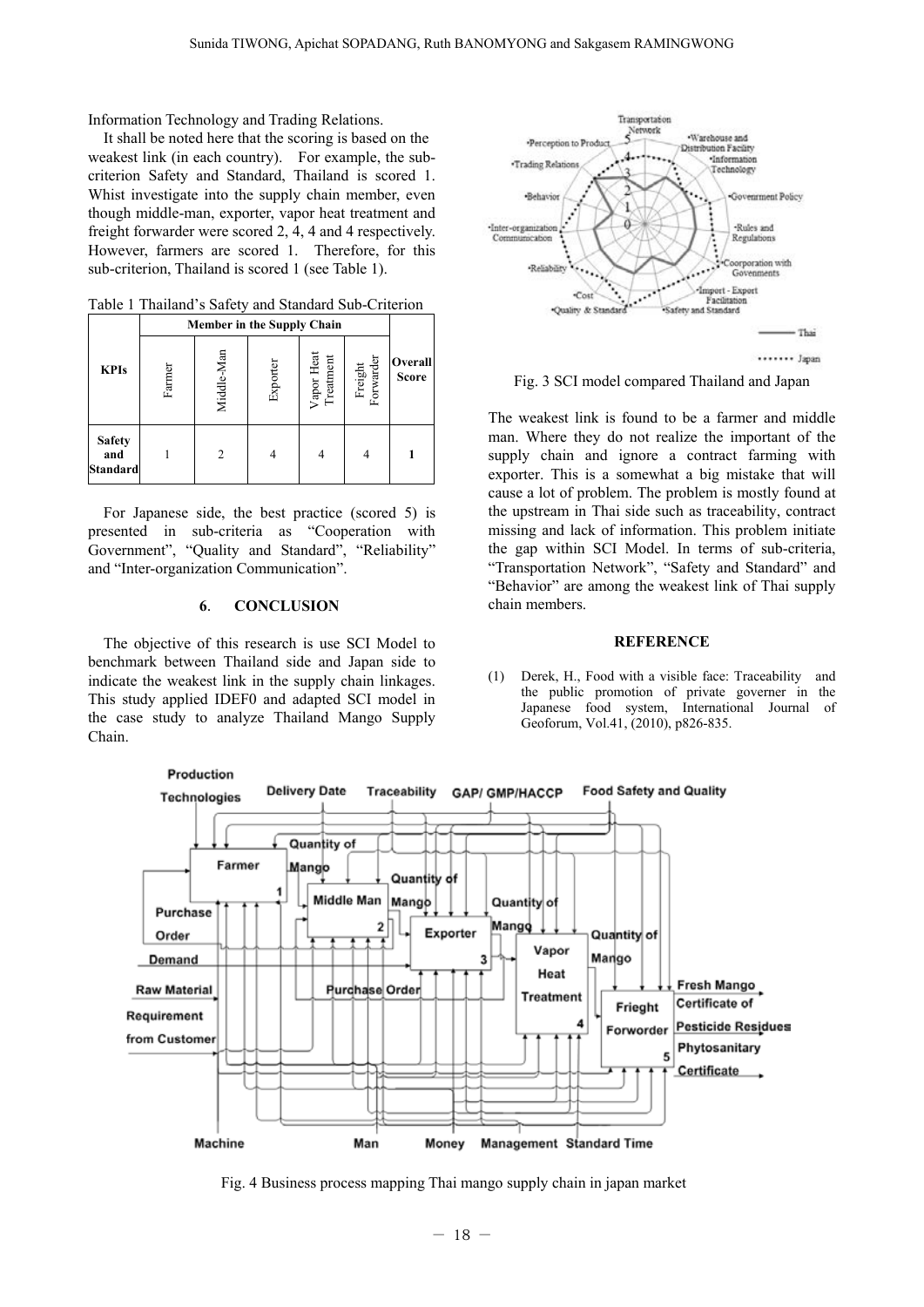Information Technology and Trading Relations.

It shall be noted here that the scoring is based on the weakest link (in each country). For example, the sub-criterion Safety and Standard, Thailand is scored 1. Whist investigate into the supply chain member, even though middle-man, exporter, vapor heat treatment and freight forwarder were scored 2, 4, 4 and 4 respectively. However, farmers are scored 1. Therefore, for this sub-criterion, Thailand is scored 1 (see Table 1).

Table 1 Thailand's Safety and Standard Sub-Criterion

| KPIs | Member in the Supply Chain | | | | | Overall Score |
|---|---|---|---|---|---|---|
| | Farmer | Middle-Man | Exporter | Vapor Heat Treatment | Freight Forwarder | |
| Safety and Standard | 1 | 2 | 4 | 4 | 4 | **1** |

For Japanese side, the best practice (scored 5) is presented in sub-criteria as "Cooperation with Government", "Quality and Standard", "Reliability" and "Inter-organization Communication".

## 6. CONCLUSION

The objective of this research is use SCI Model to benchmark between Thailand side and Japan side to indicate the weakest link in the supply chain linkages. This study applied IDEF0 and adapted SCI model in the case study to analyze Thailand Mango Supply Chain.

Transportation Network
•Warehouse and Distribution Facility
•Information Technology
•Government Policy
•Rules and Regulations
•Coorporation with Govenments
•Import - Export Facilitation
•Safety and Standard
•Quality & Standard
•Cost
•Reliability
•Inter-organization Communication
•Behavior
•Trading Relations
•Perception to Product
0
1
2
3
4
5
Thai
Japan

Fig. 3 SCI model compared Thailand and Japan

The weakest link is found to be a farmer and middle man. Where they do not realize the important of the supply chain and ignore a contract farming with exporter. This is a somewhat a big mistake that will cause a lot of problem. The problem is mostly found at the upstream in Thai side such as traceability, contract missing and lack of information. This problem initiate the gap within SCI Model. In terms of sub-criteria, "Transportation Network", "Safety and Standard" and "Behavior" are among the weakest link of Thai supply chain members.

## REFERENCE

(1) Derek, H., Food with a visible face: Traceability and the public promotion of private governer in the Japanese food system, International Journal of Geoforum, Vol.41, (2010), p826-835.

Production Technologies
Delivery Date
Traceability
GAP/ GMP/HACCP
Food Safety and Quality
Quantity of Mango
Farmer 1
Middle Man 2
Quantity of Mango
Exporter 3
Quantity of Mango
Vapor Heat Treatment 4
Quantity of Mango
Frieght Forworder 5
Purchase Order
Demand
Raw Material Requirement from Customer
Purchase Order
Fresh Mango
Certificate of Pesticide Residues
Phytosanitary Certificate
Machine
Man
Money
Management
Standard Time

Fig. 4 Business process mapping Thai mango supply chain in japan market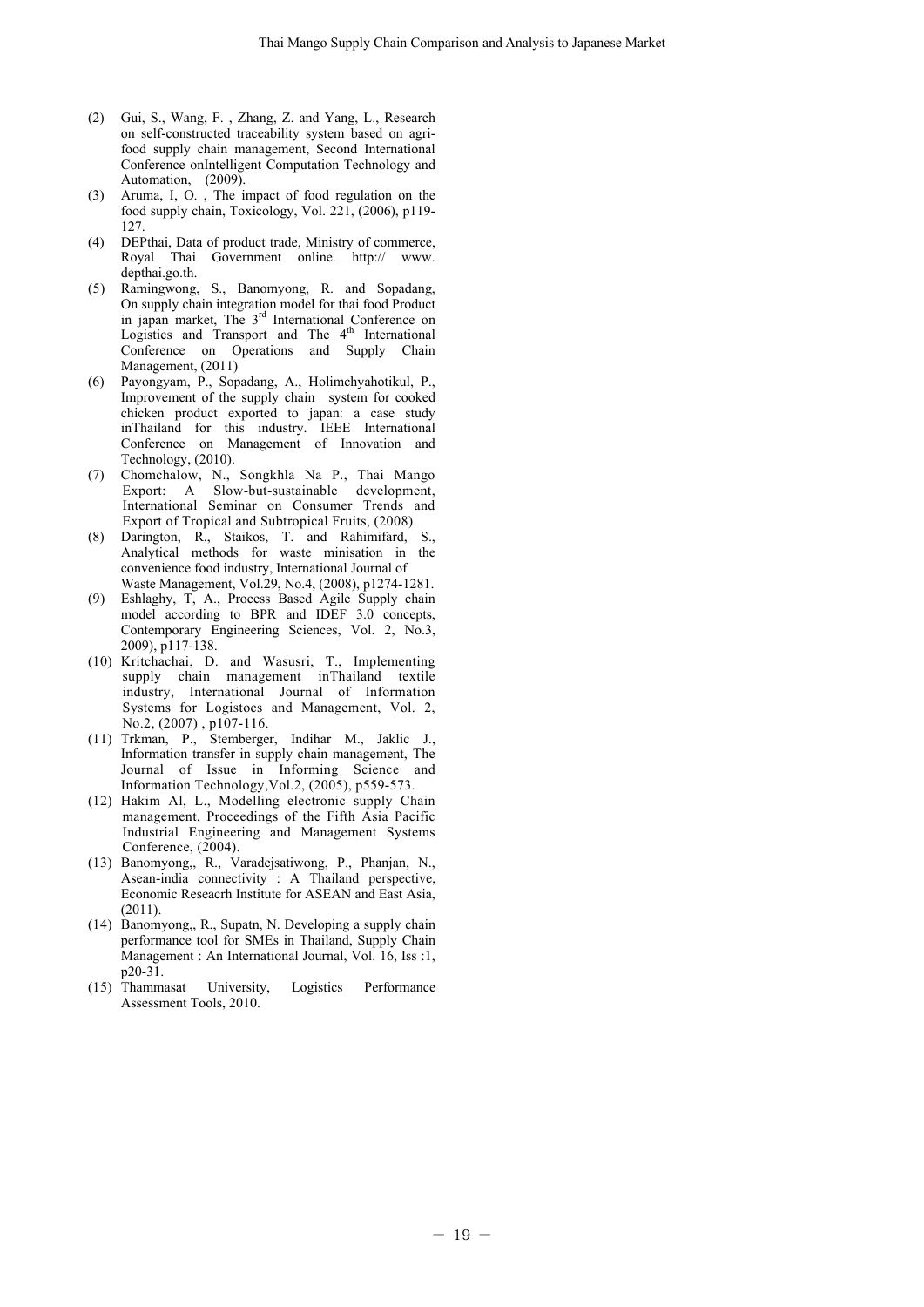(2) Gui, S., Wang, F. , Zhang, Z. and Yang, L., Research on self-constructed traceability system based on agri-food supply chain management, Second International Conference onIntelligent Computation Technology and Automation, (2009).

(3) Aruma, I, O. , The impact of food regulation on the food supply chain, Toxicology, Vol. 221, (2006), p119-127.

(4) DEPthai, Data of product trade, Ministry of commerce, Royal Thai Government online. http:// www. depthai.go.th.

(5) Ramingwong, S., Banomyong, R. and Sopadang, On supply chain integration model for thai food Product in japan market, The 3rd International Conference on Logistics and Transport and The 4th International Conference on Operations and Supply Chain Management, (2011)

(6) Payongyam, P., Sopadang, A., Holimchyahotikul, P., Improvement of the supply chain system for cooked chicken product exported to japan: a case study inThailand for this industry. IEEE International Conference on Management of Innovation and Technology, (2010).

(7) Chomchalow, N., Songkhla Na P., Thai Mango Export: A Slow-but-sustainable development, International Seminar on Consumer Trends and Export of Tropical and Subtropical Fruits, (2008).

(8) Darington, R., Staikos, T. and Rahimifard, S., Analytical methods for waste minisation in the convenience food industry, International Journal of Waste Management, Vol.29, No.4, (2008), p1274-1281.

(9) Eshlaghy, T, A., Process Based Agile Supply chain model according to BPR and IDEF 3.0 concepts, Contemporary Engineering Sciences, Vol. 2, No.3, 2009), p117-138.

(10) Kritchachai, D. and Wasusri, T., Implementing supply chain management inThailand textile industry, International Journal of Information Systems for Logistocs and Management, Vol. 2, No.2, (2007) , p107-116.

(11) Trkman, P., Stemberger, Indihar M., Jaklic J., Information transfer in supply chain management, The Journal of Issue in Informing Science and Information Technology,Vol.2, (2005), p559-573.

(12) Hakim Al, L., Modelling electronic supply Chain management, Proceedings of the Fifth Asia Pacific Industrial Engineering and Management Systems Conference, (2004).

(13) Banomyong,, R., Varadejsatiwong, P., Phanjan, N., Asean-india connectivity : A Thailand perspective, Economic Reseacrh Institute for ASEAN and East Asia, (2011).

(14) Banomyong,, R., Supatn, N. Developing a supply chain performance tool for SMEs in Thailand, Supply Chain Management : An International Journal, Vol. 16, Iss :1, p20-31.

(15) Thammasat University, Logistics Performance Assessment Tools, 2010.